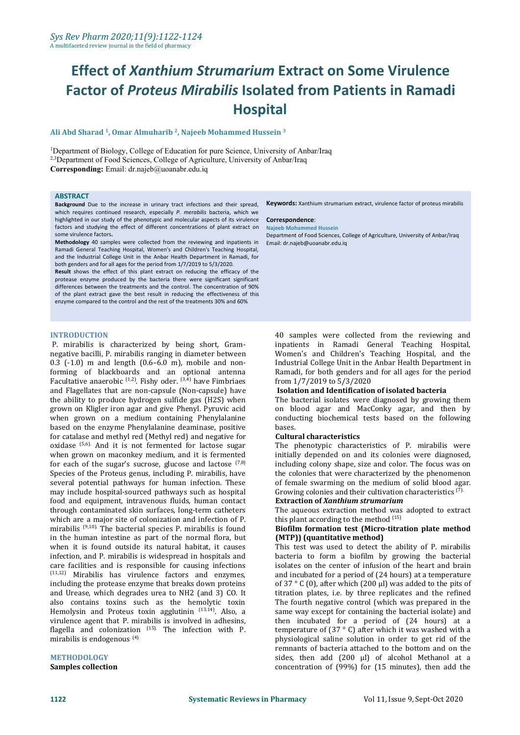# Effect of *Xanthium Strumarium* Extract on Some Virulence Factor of *Proteus Mirabilis* Isolated from Patients in Ramadi Hospital

**Ali Abd Sharad [1], Omar Almuharib [2], Najeeb Mohammed Hussein [3]**

[1]Department of Biology, College of Education for pure Science, University of Anbar/Iraq
[2,3]Department of Food Sciences, College of Agriculture, University of Anbar/Iraq
**Corresponding:** Email: dr.najeb@uoanabr.edu.iq

## ABSTRACT

**Background** Due to the increase in urinary tract infections and their spread, which requires continued research, especially *P. merabilis* bacteria, which we highlighted in our study of the phenotypic and molecular aspects of its virulence factors and studying the effect of different concentrations of plant extract on some virulence factors**.**

**Methodology** 40 samples were collected from the reviewing and inpatients in Ramadi General Teaching Hospital, Women's and Children's Teaching Hospital, and the Industrial College Unit in the Anbar Health Department in Ramadi, for both genders and for all ages for the period from 1/7/2019 to 5/3/2020.

**Result** shows the effect of this plant extract on reducing the efficacy of the protease enzyme produced by the bacteria there were significant significant differences between the treatments and the control. The concentration of 90% of the plant extract gave the best result in reducing the effectiveness of this enzyme compared to the control and the rest of the treatments 30% and 60%

**Keywords:** Xanthium strumarium extract, virulence factor of proteus mirabilis

**Correspondence**:
**Najeeb Mohammed Hussein**
Department of Food Sciences, College of Agriculture, University of Anbar/Iraq
Email: dr.najeb@uoanabr.edu.iq

## INTRODUCTION

P. mirabilis is characterized by being short, Gram-negative bacilli, P. mirabilis ranging in diameter between 0.3 (-1.0) m and length (0.6–6.0 m), mobile and non-forming of blackboards and an optional antenna Facultative anaerobic [1,2]. Fishy oder. [3,4] have Fimbriaes and Flagellates that are non-capsule (Non-capsule) have the ability to produce hydrogen sulfide gas (H2S) when grown on Kligler iron agar and give Phenyl. Pyruvic acid when grown on a medium containing Phenylalanine based on the enzyme Phenylalanine deaminase, positive for catalase and methyl red (Methyl red) and negative for oxidase [5,6]. And it is not fermented for lactose sugar when grown on maconkey medium, and it is fermented for each of the sugar's sucrose, glucose and lactose [7,8] Species of the Proteus genus, including P. mirabilis, have several potential pathways for human infection. These may include hospital-sourced pathways such as hospital food and equipment, intravenous fluids, human contact through contaminated skin surfaces, long-term catheters which are a major site of colonization and infection of P. mirabilis [9,10]. The bacterial species P. mirabilis is found in the human intestine as part of the normal flora, but when it is found outside its natural habitat, it causes infection, and P. mirabilis is widespread in hospitals and care facilities and is responsible for causing infections [11,12] Mirabilis has virulence factors and enzymes, including the protease enzyme that breaks down proteins and Urease, which degrades urea to NH2 (and 3) CO. It also contains toxins such as the hemolytic toxin Hemolysin and Proteus toxin agglutinin [13,14]. Also, a virulence agent that P. mirabilis is involved in adhesins, flagella and colonization [15]. The infection with P. mirabilis is endogenous. [4]

## METHODOLOGY

### Samples collection

40 samples were collected from the reviewing and inpatients in Ramadi General Teaching Hospital, Women's and Children's Teaching Hospital, and the Industrial College Unit in the Anbar Health Department in Ramadi, for both genders and for all ages for the period from 1/7/2019 to 5/3/2020

### Isolation and Identification of isolated bacteria

The bacterial isolates were diagnosed by growing them on blood agar and MacConky agar, and then by conducting biochemical tests based on the following bases.

### Cultural characteristics

The phenotypic characteristics of P. mirabilis were initially depended on and its colonies were diagnosed, including colony shape, size and color. The focus was on the colonies that were characterized by the phenomenon of female swarming on the medium of solid blood agar. Growing colonies and their cultivation characteristics [7].

### Extraction of *Xanthium strumarium*

The aqueous extraction method was adopted to extract this plant according to the method [15]

### Biofilm formation test (Micro-titration plate method (MTP)) (quantitative method)

This test was used to detect the ability of P. mirabilis bacteria to form a biofilm by growing the bacterial isolates on the center of infusion of the heart and brain and incubated for a period of (24 hours) at a temperature of 37 ° C (0), after which (200 µl) was added to the pits of titration plates, i.e. by three replicates and the refined The fourth negative control (which was prepared in the same way except for containing the bacterial isolate) and then incubated for a period of (24 hours) at a temperature of (37 ° C) after which it was washed with a physiological saline solution in order to get rid of the remnants of bacteria attached to the bottom and on the sides, then add (200 µl) of alcohol Methanol at a concentration of (99%) for (15 minutes), then add the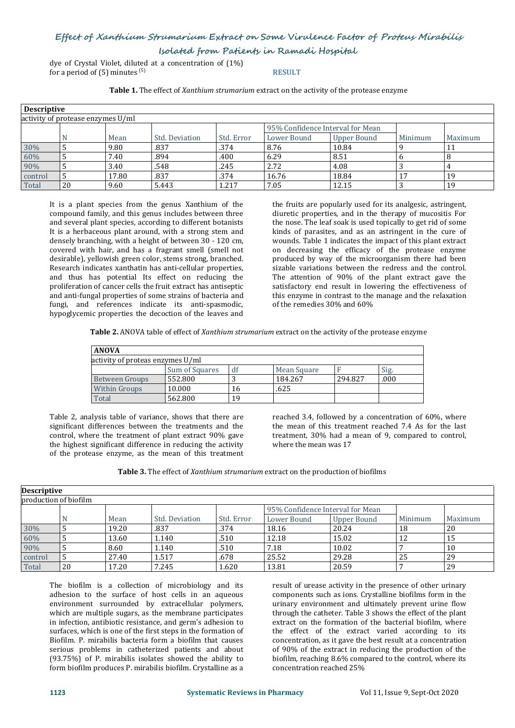dye of Crystal Violet, diluted at a concentration of (1%) for a period of (5) minutes [5]

## RESULT

**Table 1.** The effect of *Xanthium strumarium* extract on the activity of the protease enzyme

| **Descriptive** | | | | | | | | |
|---|---|---|---|---|---|---|---|---|
| activity of protease enzymes U/ml | | | | | | | | |
| | | | | | 95% Confidence Interval for Mean | | | |
| | N | Mean | Std. Deviation | Std. Error | Lower Bound | Upper Bound | Minimum | Maximum |
| 30% | 5 | 9.80 | .837 | .374 | 8.76 | 10.84 | 9 | 11 |
| 60% | 5 | 7.40 | .894 | .400 | 6.29 | 8.51 | 6 | 8 |
| 90% | 5 | 3.40 | .548 | .245 | 2.72 | 4.08 | 3 | 4 |
| control | 5 | 17.80 | .837 | .374 | 16.76 | 18.84 | 17 | 19 |
| Total | 20 | 9.60 | 5.443 | 1.217 | 7.05 | 12.15 | 3 | 19 |

It is a plant species from the genus Xanthium of the compound family, and this genus includes between three and several plant species, according to different botanists It is a herbaceous plant around, with a strong stem and densely branching, with a height of between 30 - 120 cm, covered with hair, and has a fragrant smell (smell not desirable), yellowish green color, stems strong, branched. Research indicates xanthatin has anti-cellular properties, and thus has potential Its effect on reducing the proliferation of cancer cells the fruit extract has antiseptic and anti-fungal properties of some strains of bacteria and fungi, and references indicate its anti-spasmodic, hypoglycemic properties the decoction of the leaves and the fruits are popularly used for its analgesic, astringent, diuretic properties, and in the therapy of mucositis For the nose. The leaf soak is used topically to get rid of some kinds of parasites, and as an astringent in the cure of wounds. Table 1 indicates the impact of this plant extract on decreasing the efficacy of the protease enzyme produced by way of the microorganism there had been sizable variations between the redress and the control. The attention of 90% of the plant extract gave the satisfactory end result in lowering the effectiveness of this enzyme in contrast to the manage and the relaxation of the remedies 30% and 60%

**Table 2.** ANOVA table of effect of *Xanthium strumarium* extract on the activity of the protease enzyme

| **ANOVA** | | | | | |
|---|---|---|---|---|---|
| activity of proteas enzymes U/ml | | | | | |
| | Sum of Squares | df | Mean Square | F | Sig. |
| Between Groups | 552.800 | 3 | 184.267 | 294.827 | .000 |
| Within Groups | 10.000 | 16 | .625 | | |
| Total | 562.800 | 19 | | | |

Table 2, analysis table of variance, shows that there are significant differences between the treatments and the control, where the treatment of plant extract 90% gave the highest significant difference in reducing the activity of the protease enzyme, as the mean of this treatment reached 3.4, followed by a concentration of 60%, where the mean of this treatment reached 7.4 As for the last treatment, 30% had a mean of 9, compared to control, where the mean was 17

**Table 3.** The effect of *Xanthium strumarium* extract on the production of biofilms

| **Descriptive** | | | | | | | | |
|---|---|---|---|---|---|---|---|---|
| production of biofilm | | | | | | | | |
| | | | | | 95% Confidence Interval for Mean | | | |
| | N | Mean | Std. Deviation | Std. Error | Lower Bound | Upper Bound | Minimum | Maximum |
| 30% | 5 | 19.20 | .837 | .374 | 18.16 | 20.24 | 18 | 20 |
| 60% | 5 | 13.60 | 1.140 | .510 | 12.18 | 15.02 | 12 | 15 |
| 90% | 5 | 8.60 | 1.140 | .510 | 7.18 | 10.02 | 7 | 10 |
| control | 5 | 27.40 | 1.517 | .678 | 25.52 | 29.28 | 25 | 29 |
| Total | 20 | 17.20 | 7.245 | 1.620 | 13.81 | 20.59 | 7 | 29 |

The biofilm is a collection of microbiology and its adhesion to the surface of host cells in an aqueous environment surrounded by extracellular polymers, which are multiple sugars, as the membrane participates in infection, antibiotic resistance, and germ's adhesion to surfaces, which is one of the first steps in the formation of Biofilm. P. mirabilis bacteria form a biofilm that causes serious problems in catheterized patients and about (93.75%) of P. mirabilis isolates showed the ability to form biofilm produces P. mirabilis biofilm. Crystalline as a result of urease activity in the presence of other urinary components such as ions. Crystalline biofilms form in the urinary environment and ultimately prevent urine flow through the catheter. Table 3 shows the effect of the plant extract on the formation of the bacterial biofilm, where the effect of the extract varied according to its concentration, as it gave the best result at a concentration of 90% of the extract in reducing the production of the biofilm, reaching 8.6% compared to the control, where its concentration reached 25%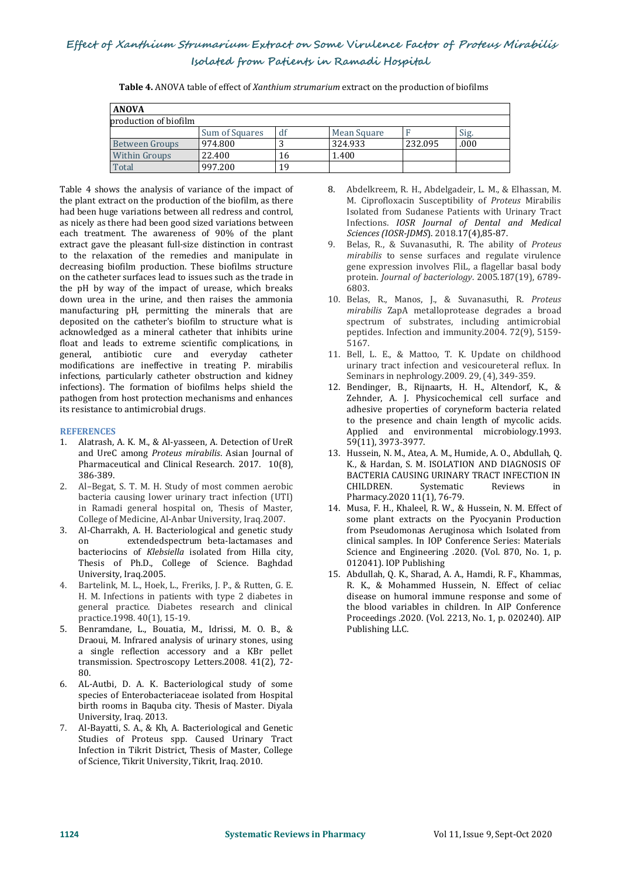**Table 4.** ANOVA table of effect of *Xanthium strumarium* extract on the production of biofilms

| ANOVA | | | | | |
|---|---|---|---|---|---|
| production of biofilm | | | | | |
| | Sum of Squares | df | Mean Square | F | Sig. |
| Between Groups | 974.800 | 3 | 324.933 | 232.095 | .000 |
| Within Groups | 22.400 | 16 | 1.400 | | |
| Total | 997.200 | 19 | | | |

Table 4 shows the analysis of variance of the impact of the plant extract on the production of the biofilm, as there had been huge variations between all redress and control, as nicely as there had been good sized variations between each treatment. The awareness of 90% of the plant extract gave the pleasant full-size distinction in contrast to the relaxation of the remedies and manipulate in decreasing biofilm production. These biofilms structure on the catheter surfaces lead to issues such as the trade in the pH by way of the impact of urease, which breaks down urea in the urine, and then raises the ammonia manufacturing pH, permitting the minerals that are deposited on the catheter's biofilm to structure what is acknowledged as a mineral catheter that inhibits urine float and leads to extreme scientific complications, in general, antibiotic cure and everyday catheter modifications are ineffective in treating P. mirabilis infections, particularly catheter obstruction and kidney infections). The formation of biofilms helps shield the pathogen from host protection mechanisms and enhances its resistance to antimicrobial drugs.

## REFERENCES

1. Alatrash, A. K. M., & Al-yasseen, A. Detection of UreR and UreC among *Proteus mirabilis*. Asian Journal of Pharmaceutical and Clinical Research. 2017. 10(8), 386-389.
2. Al–Begat, S. T. M. H. Study of most commen aerobic bacteria causing lower urinary tract infection (UTI) in Ramadi general hospital on, Thesis of Master, College of Medicine, Al-Anbar University, Iraq.2007.
3. Al-Charrakh, A. H. Bacteriological and genetic study on extendedspectrum beta-lactamases and bacteriocins of *Klebsiella* isolated from Hilla city, Thesis of Ph.D., College of Science. Baghdad University, Iraq.2005.
4. Bartelink, M. L., Hoek, L., Freriks, J. P., & Rutten, G. E. H. M. Infections in patients with type 2 diabetes in general practice. Diabetes research and clinical practice.1998. 40(1), 15-19.
5. Benramdane, L., Bouatia, M., Idrissi, M. O. B., & Draoui, M. Infrared analysis of urinary stones, using a single reflection accessory and a KBr pellet transmission. Spectroscopy Letters.2008. 41(2), 72-80.
6. AL-Autbi, D. A. K. Bacteriological study of some species of Enterobacteriaceae isolated from Hospital birth rooms in Baquba city. Thesis of Master. Diyala University, Iraq. 2013.
7. Al-Bayatti, S. A., & Kh, A. Bacteriological and Genetic Studies of Proteus spp. Caused Urinary Tract Infection in Tikrit District, Thesis of Master, College of Science, Tikrit University, Tikrit, Iraq. 2010.
8. Abdelkreem, R. H., Abdelgadeir, L. M., & Elhassan, M. M. Ciprofloxacin Susceptibility of *Proteus* Mirabilis Isolated from Sudanese Patients with Urinary Tract Infections. *IOSR Journal of Dental and Medical Sciences (IOSR-JDMS*). 2018.17(4),85-87.
9. Belas, R., & Suvanasuthi, R. The ability of *Proteus mirabilis* to sense surfaces and regulate virulence gene expression involves FliL, a flagellar basal body protein. *Journal of bacteriology*. 2005.187(19), 6789-6803.
10. Belas, R., Manos, J., & Suvanasuthi, R. *Proteus mirabilis* ZapA metalloprotease degrades a broad spectrum of substrates, including antimicrobial peptides. Infection and immunity.2004. 72(9), 5159-5167.
11. Bell, L. E., & Mattoo, T. K. Update on childhood urinary tract infection and vesicoureteral reflux. In Seminars in nephrology.2009. 29, (4), 349-359.
12. Bendinger, B., Rijnaarts, H. H., Altendorf, K., & Zehnder, A. J. Physicochemical cell surface and adhesive properties of coryneform bacteria related to the presence and chain length of mycolic acids. Applied and environmental microbiology.1993. 59(11), 3973-3977.
13. Hussein, N. M., Atea, A. M., Humide, A. O., Abdullah, Q. K., & Hardan, S. M. ISOLATION AND DIAGNOSIS OF BACTERIA CAUSING URINARY TRACT INFECTION IN CHILDREN. Systematic Reviews in Pharmacy.2020 11(1), 76-79.
14. Musa, F. H., Khaleel, R. W., & Hussein, N. M. Effect of some plant extracts on the Pyocyanin Production from Pseudomonas Aeruginosa which Isolated from clinical samples. In IOP Conference Series: Materials Science and Engineering .2020. (Vol. 870, No. 1, p. 012041). IOP Publishing
15. Abdullah, Q. K., Sharad, A. A., Hamdi, R. F., Khammas, R. K., & Mohammed Hussein, N. Effect of celiac disease on humoral immune response and some of the blood variables in children. In AIP Conference Proceedings .2020. (Vol. 2213, No. 1, p. 020240). AIP Publishing LLC.